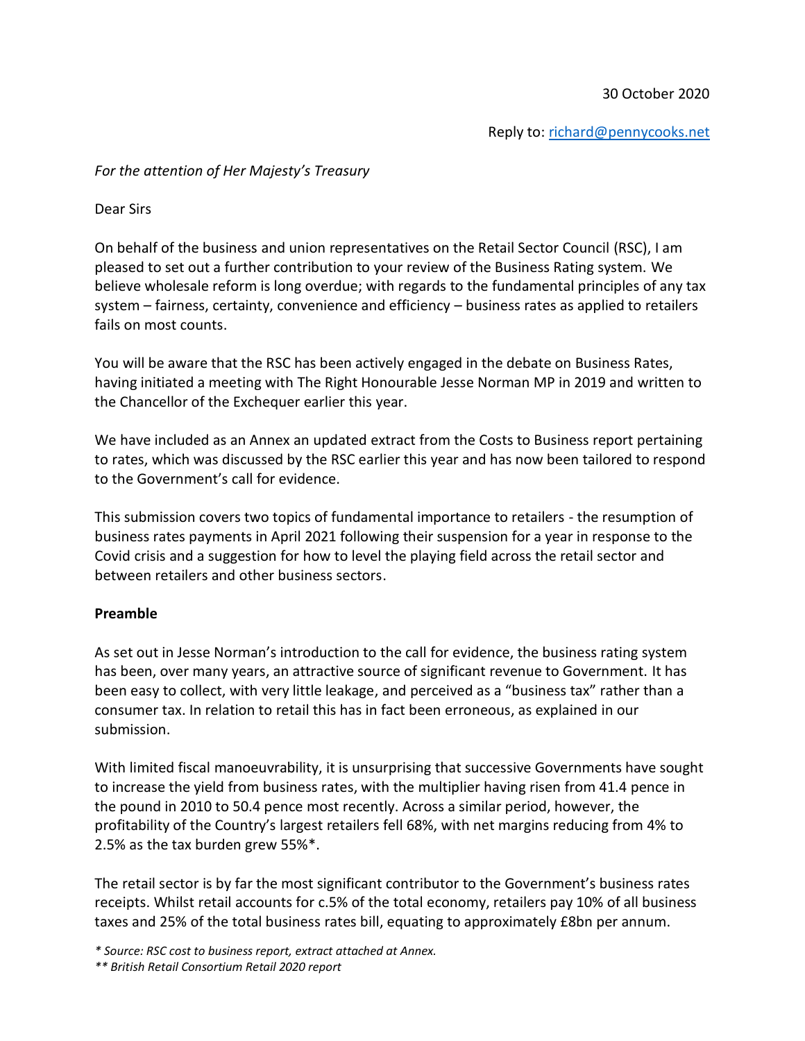30 October 2020

Reply to: richard@pennycooks.net

*For the attention of Her Majesty's Treasury*

Dear Sirs

On behalf of the business and union representatives on the Retail Sector Council (RSC), I am pleased to set out a further contribution to your review of the Business Rating system. We believe wholesale reform is long overdue; with regards to the fundamental principles of any tax system – fairness, certainty, convenience and efficiency – business rates as applied to retailers fails on most counts.

You will be aware that the RSC has been actively engaged in the debate on Business Rates, having initiated a meeting with The Right Honourable Jesse Norman MP in 2019 and written to the Chancellor of the Exchequer earlier this year.

We have included as an Annex an updated extract from the Costs to Business report pertaining to rates, which was discussed by the RSC earlier this year and has now been tailored to respond to the Government's call for evidence.

This submission covers two topics of fundamental importance to retailers - the resumption of business rates payments in April 2021 following their suspension for a year in response to the Covid crisis and a suggestion for how to level the playing field across the retail sector and between retailers and other business sectors.

**Preamble**

As set out in Jesse Norman's introduction to the call for evidence, the business rating system has been, over many years, an attractive source of significant revenue to Government. It has been easy to collect, with very little leakage, and perceived as a "business tax" rather than a consumer tax. In relation to retail this has in fact been erroneous, as explained in our submission.

With limited fiscal manoeuvrability, it is unsurprising that successive Governments have sought to increase the yield from business rates, with the multiplier having risen from 41.4 pence in the pound in 2010 to 50.4 pence most recently. Across a similar period, however, the profitability of the Country's largest retailers fell 68%, with net margins reducing from 4% to 2.5% as the tax burden grew 55%*.

The retail sector is by far the most significant contributor to the Government's business rates receipts. Whilst retail accounts for c.5% of the total economy, retailers pay 10% of all business taxes and 25% of the total business rates bill, equating to approximately £8bn per annum.

*\* Source: RSC cost to business report, extract attached at Annex.*

*\*\* British Retail Consortium Retail 2020 report*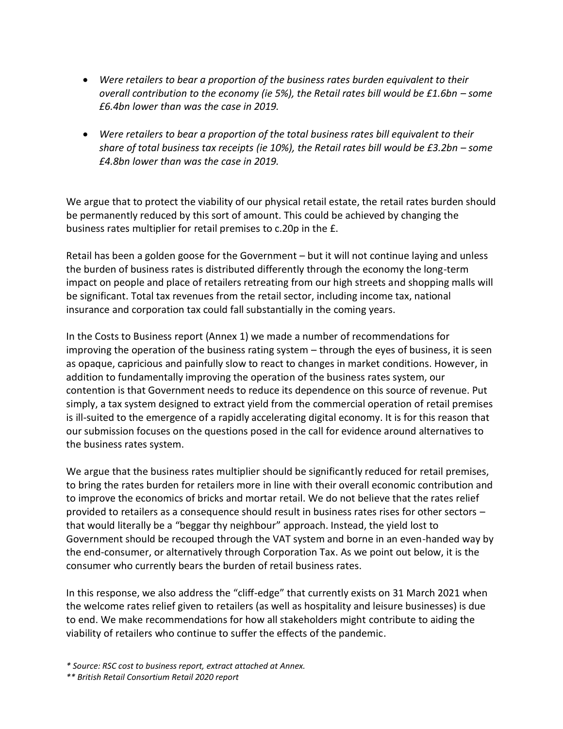- *Were retailers to bear a proportion of the business rates burden equivalent to their overall contribution to the economy (ie 5%), the Retail rates bill would be £1.6bn – some £6.4bn lower than was the case in 2019.*

- *Were retailers to bear a proportion of the total business rates bill equivalent to their share of total business tax receipts (ie 10%), the Retail rates bill would be £3.2bn – some £4.8bn lower than was the case in 2019.*

We argue that to protect the viability of our physical retail estate, the retail rates burden should be permanently reduced by this sort of amount. This could be achieved by changing the business rates multiplier for retail premises to c.20p in the £.

Retail has been a golden goose for the Government – but it will not continue laying and unless the burden of business rates is distributed differently through the economy the long-term impact on people and place of retailers retreating from our high streets and shopping malls will be significant. Total tax revenues from the retail sector, including income tax, national insurance and corporation tax could fall substantially in the coming years.

In the Costs to Business report (Annex 1) we made a number of recommendations for improving the operation of the business rating system – through the eyes of business, it is seen as opaque, capricious and painfully slow to react to changes in market conditions. However, in addition to fundamentally improving the operation of the business rates system, our contention is that Government needs to reduce its dependence on this source of revenue. Put simply, a tax system designed to extract yield from the commercial operation of retail premises is ill-suited to the emergence of a rapidly accelerating digital economy. It is for this reason that our submission focuses on the questions posed in the call for evidence around alternatives to the business rates system.

We argue that the business rates multiplier should be significantly reduced for retail premises, to bring the rates burden for retailers more in line with their overall economic contribution and to improve the economics of bricks and mortar retail. We do not believe that the rates relief provided to retailers as a consequence should result in business rates rises for other sectors – that would literally be a "beggar thy neighbour" approach. Instead, the yield lost to Government should be recouped through the VAT system and borne in an even-handed way by the end-consumer, or alternatively through Corporation Tax. As we point out below, it is the consumer who currently bears the burden of retail business rates.

In this response, we also address the "cliff-edge" that currently exists on 31 March 2021 when the welcome rates relief given to retailers (as well as hospitality and leisure businesses) is due to end. We make recommendations for how all stakeholders might contribute to aiding the viability of retailers who continue to suffer the effects of the pandemic.

*\* Source: RSC cost to business report, extract attached at Annex.*
*\*\* British Retail Consortium Retail 2020 report*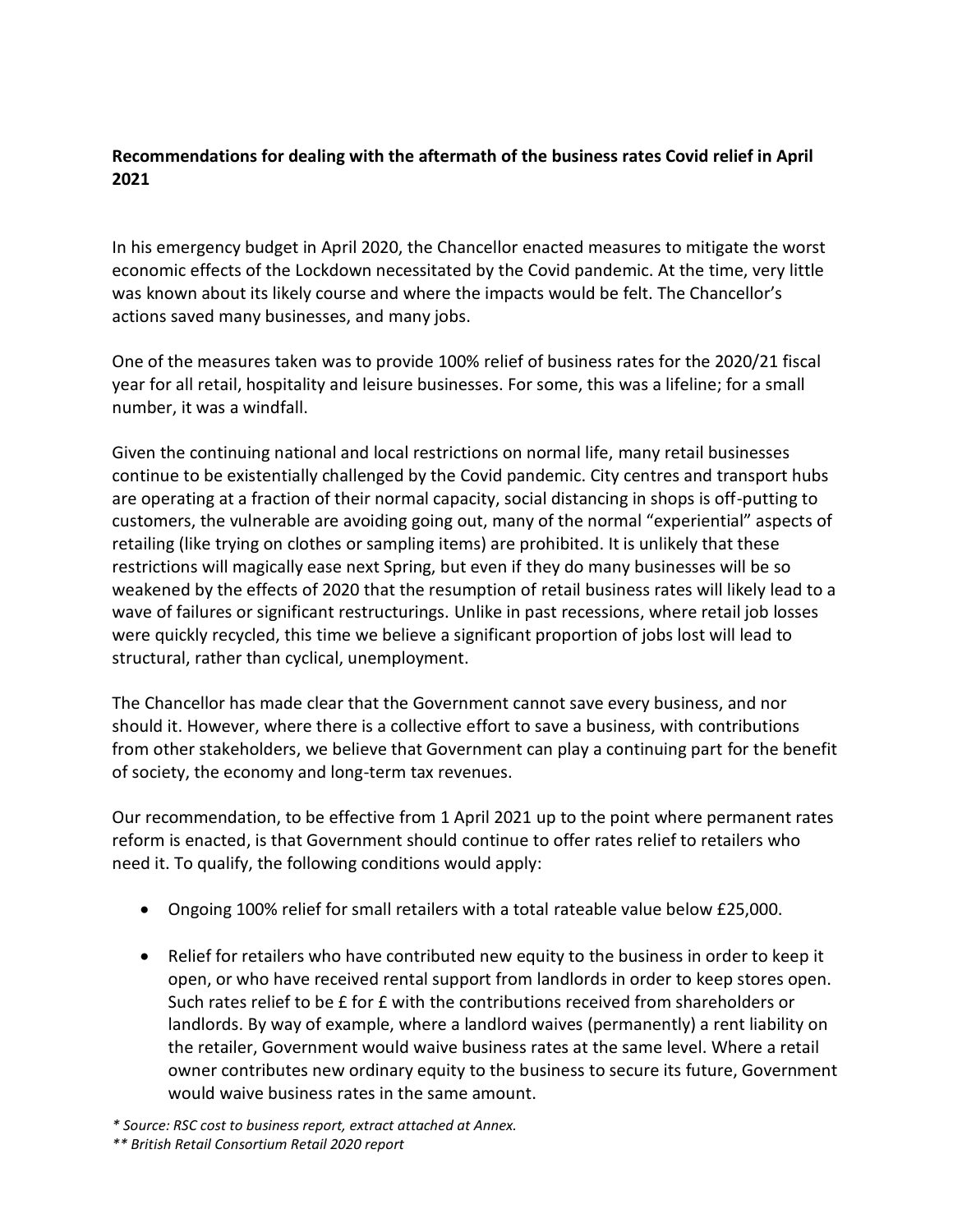**Recommendations for dealing with the aftermath of the business rates Covid relief in April 2021**

In his emergency budget in April 2020, the Chancellor enacted measures to mitigate the worst economic effects of the Lockdown necessitated by the Covid pandemic. At the time, very little was known about its likely course and where the impacts would be felt. The Chancellor's actions saved many businesses, and many jobs.

One of the measures taken was to provide 100% relief of business rates for the 2020/21 fiscal year for all retail, hospitality and leisure businesses. For some, this was a lifeline; for a small number, it was a windfall.

Given the continuing national and local restrictions on normal life, many retail businesses continue to be existentially challenged by the Covid pandemic. City centres and transport hubs are operating at a fraction of their normal capacity, social distancing in shops is off-putting to customers, the vulnerable are avoiding going out, many of the normal "experiential" aspects of retailing (like trying on clothes or sampling items) are prohibited. It is unlikely that these restrictions will magically ease next Spring, but even if they do many businesses will be so weakened by the effects of 2020 that the resumption of retail business rates will likely lead to a wave of failures or significant restructurings. Unlike in past recessions, where retail job losses were quickly recycled, this time we believe a significant proportion of jobs lost will lead to structural, rather than cyclical, unemployment.

The Chancellor has made clear that the Government cannot save every business, and nor should it. However, where there is a collective effort to save a business, with contributions from other stakeholders, we believe that Government can play a continuing part for the benefit of society, the economy and long-term tax revenues.

Our recommendation, to be effective from 1 April 2021 up to the point where permanent rates reform is enacted, is that Government should continue to offer rates relief to retailers who need it. To qualify, the following conditions would apply:

- Ongoing 100% relief for small retailers with a total rateable value below £25,000.
- Relief for retailers who have contributed new equity to the business in order to keep it open, or who have received rental support from landlords in order to keep stores open. Such rates relief to be £ for £ with the contributions received from shareholders or landlords. By way of example, where a landlord waives (permanently) a rent liability on the retailer, Government would waive business rates at the same level. Where a retail owner contributes new ordinary equity to the business to secure its future, Government would waive business rates in the same amount.

*\* Source: RSC cost to business report, extract attached at Annex.*

*\*\* British Retail Consortium Retail 2020 report*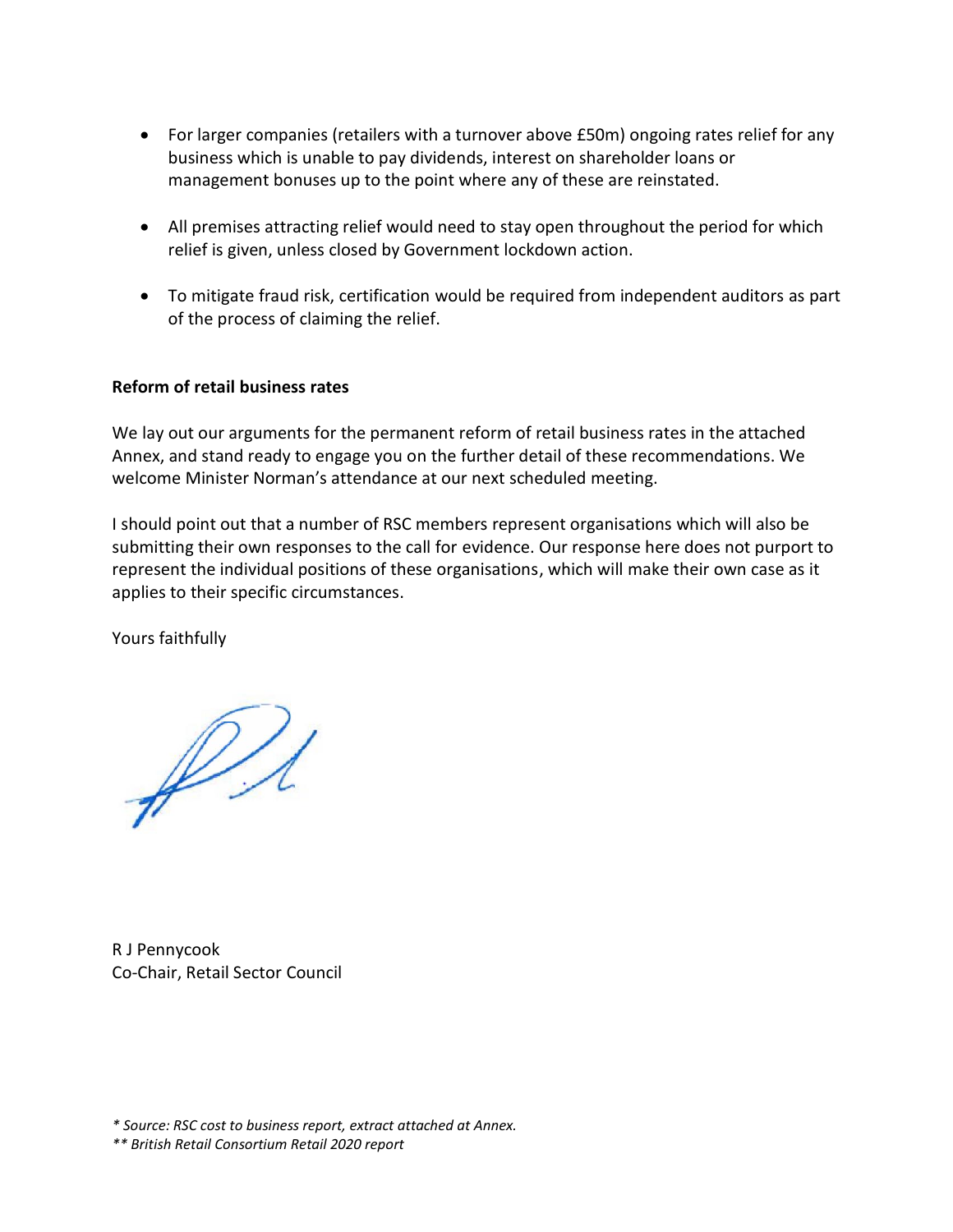- For larger companies (retailers with a turnover above £50m) ongoing rates relief for any business which is unable to pay dividends, interest on shareholder loans or management bonuses up to the point where any of these are reinstated.

- All premises attracting relief would need to stay open throughout the period for which relief is given, unless closed by Government lockdown action.

- To mitigate fraud risk, certification would be required from independent auditors as part of the process of claiming the relief.

**Reform of retail business rates**

We lay out our arguments for the permanent reform of retail business rates in the attached Annex, and stand ready to engage you on the further detail of these recommendations. We welcome Minister Norman's attendance at our next scheduled meeting.

I should point out that a number of RSC members represent organisations which will also be submitting their own responses to the call for evidence. Our response here does not purport to represent the individual positions of these organisations, which will make their own case as it applies to their specific circumstances.

Yours faithfully

R J Pennycook
Co-Chair, Retail Sector Council

*\* Source: RSC cost to business report, extract attached at Annex.*
*\*\* British Retail Consortium Retail 2020 report*